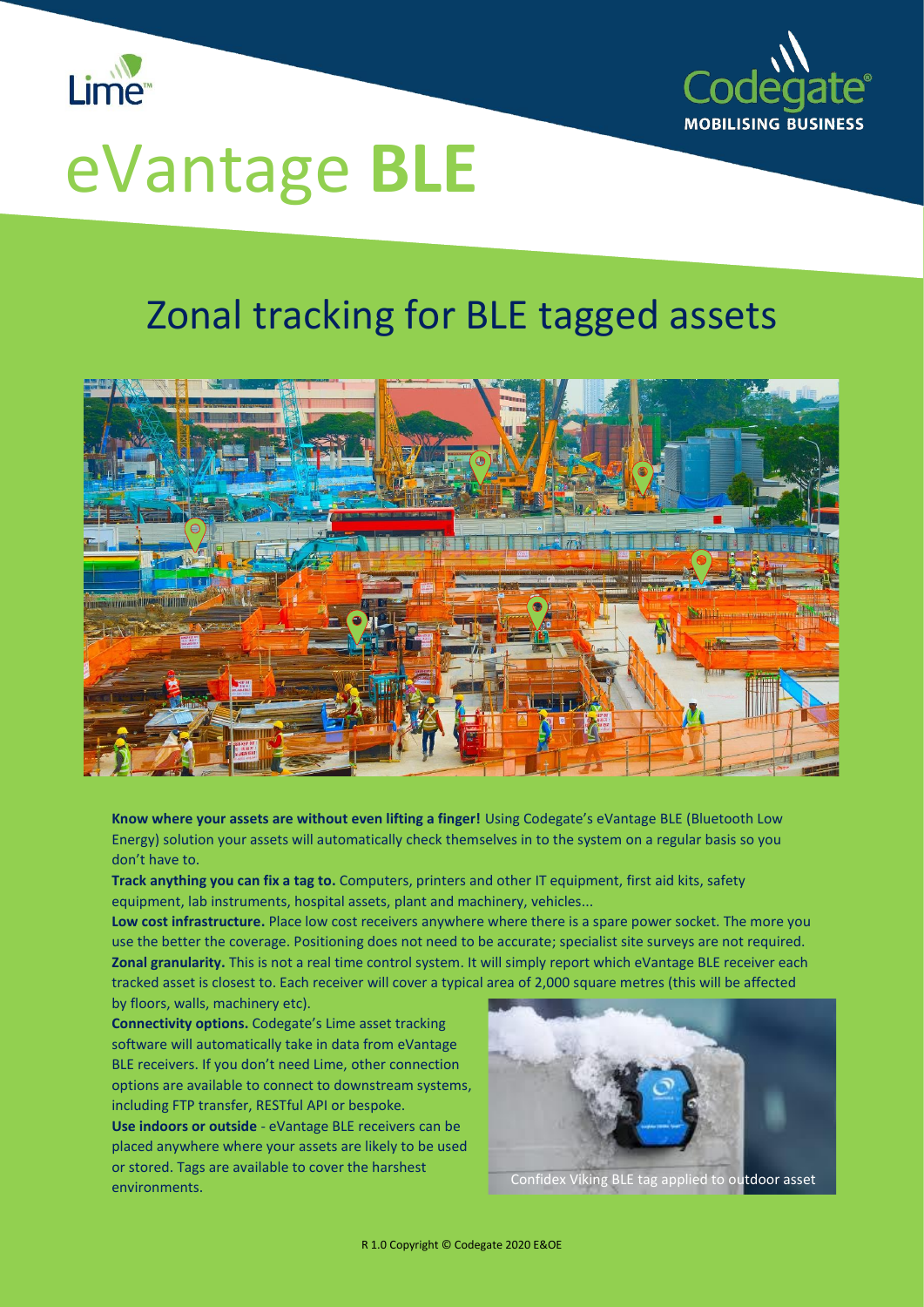Lime™

Codegate®
MOBILISING BUSINESS

# eVantage BLE

## Zonal tracking for BLE tagged assets

**Know where your assets are without even lifting a finger!** Using Codegate's eVantage BLE (Bluetooth Low Energy) solution your assets will automatically check themselves in to the system on a regular basis so you don't have to.

**Track anything you can fix a tag to.** Computers, printers and other IT equipment, first aid kits, safety equipment, lab instruments, hospital assets, plant and machinery, vehicles...

**Low cost infrastructure.** Place low cost receivers anywhere where there is a spare power socket. The more you use the better the coverage. Positioning does not need to be accurate; specialist site surveys are not required.

**Zonal granularity.** This is not a real time control system. It will simply report which eVantage BLE receiver each tracked asset is closest to. Each receiver will cover a typical area of 2,000 square metres (this will be affected by floors, walls, machinery etc).

**Connectivity options.** Codegate's Lime asset tracking software will automatically take in data from eVantage BLE receivers. If you don't need Lime, other connection options are available to connect to downstream systems, including FTP transfer, RESTful API or bespoke.

**Use indoors or outside** - eVantage BLE receivers can be placed anywhere where your assets are likely to be used or stored. Tags are available to cover the harshest environments.

Confidex Viking BLE tag applied to outdoor asset

R 1.0 Copyright © Codegate 2020 E&OE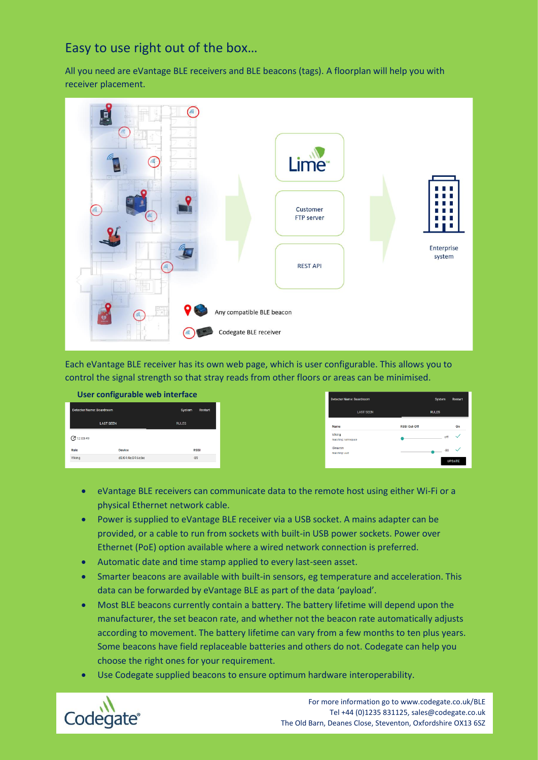## Easy to use right out of the box…

All you need are eVantage BLE receivers and BLE beacons (tags). A floorplan will help you with receiver placement.

Lime

Customer FTP server

REST API

Enterprise system

Any compatible BLE beacon

Codegate BLE receiver

Each eVantage BLE receiver has its own web page, which is user configurable. This allows you to control the signal strength so that stray reads from other floors or areas can be minimised.

**User configurable web interface**

- eVantage BLE receivers can communicate data to the remote host using either Wi-Fi or a physical Ethernet network cable.
- Power is supplied to eVantage BLE receiver via a USB socket. A mains adapter can be provided, or a cable to run from sockets with built-in USB power sockets. Power over Ethernet (PoE) option available where a wired network connection is preferred.
- Automatic date and time stamp applied to every last-seen asset.
- Smarter beacons are available with built-in sensors, eg temperature and acceleration. This data can be forwarded by eVantage BLE as part of the data 'payload'.
- Most BLE beacons currently contain a battery. The battery lifetime will depend upon the manufacturer, the set beacon rate, and whether not the beacon rate automatically adjusts according to movement. The battery lifetime can vary from a few months to ten plus years. Some beacons have field replaceable batteries and others do not. Codegate can help you choose the right ones for your requirement.
- Use Codegate supplied beacons to ensure optimum hardware interoperability.

Codegate®

For more information go to www.codegate.co.uk/BLE
Tel +44 (0)1235 831125, sales@codegate.co.uk
The Old Barn, Deanes Close, Steventon, Oxfordshire OX13 6SZ